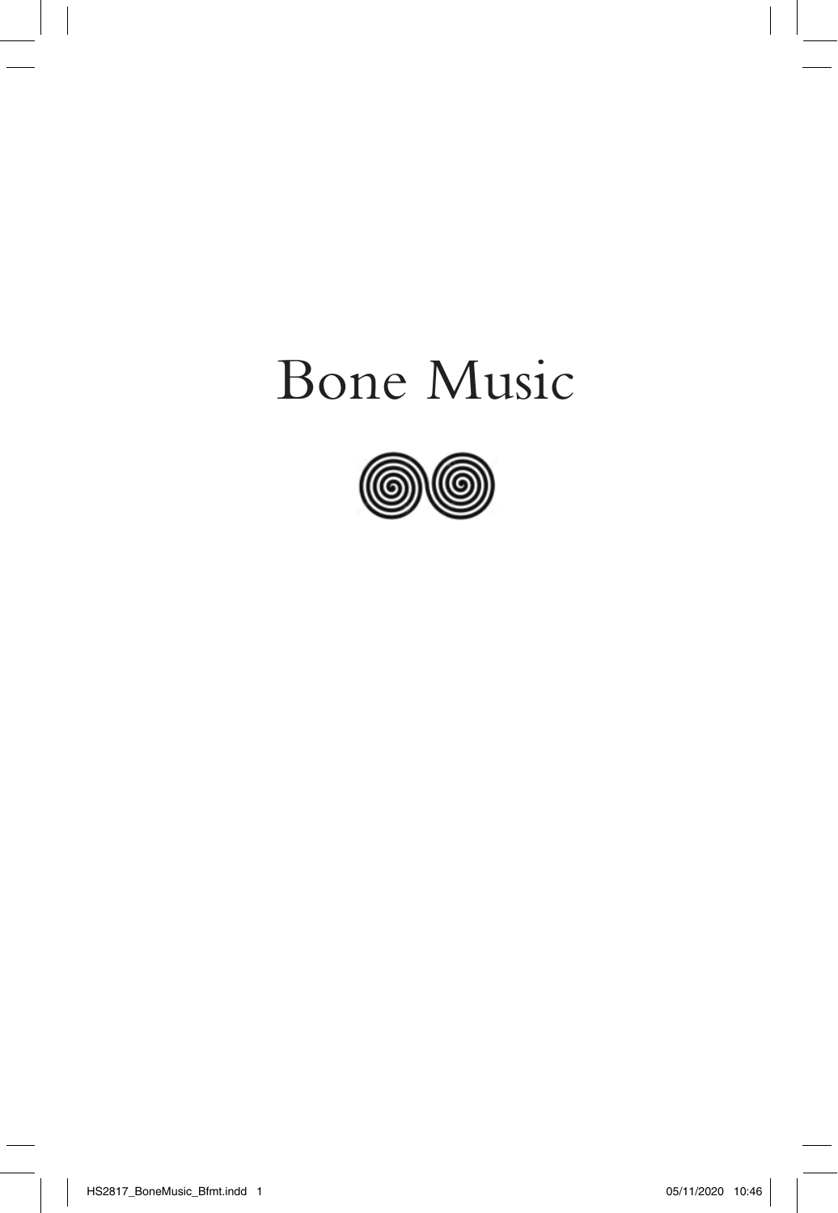# Bone Music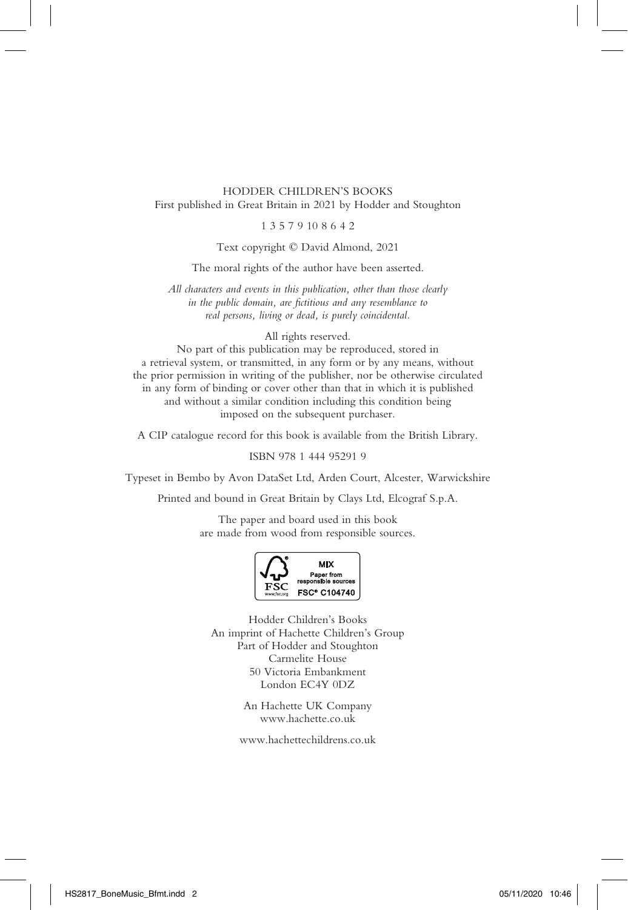HODDER CHILDREN'S BOOKS
First published in Great Britain in 2021 by Hodder and Stoughton

1 3 5 7 9 10 8 6 4 2

Text copyright © David Almond, 2021

The moral rights of the author have been asserted.

*All characters and events in this publication, other than those clearly in the public domain, are fictitious and any resemblance to real persons, living or dead, is purely coincidental.*

All rights reserved.
No part of this publication may be reproduced, stored in a retrieval system, or transmitted, in any form or by any means, without the prior permission in writing of the publisher, nor be otherwise circulated in any form of binding or cover other than that in which it is published and without a similar condition including this condition being imposed on the subsequent purchaser.

A CIP catalogue record for this book is available from the British Library.

ISBN 978 1 444 95291 9

Typeset in Bembo by Avon DataSet Ltd, Arden Court, Alcester, Warwickshire

Printed and bound in Great Britain by Clays Ltd, Elcograf S.p.A.

The paper and board used in this book are made from wood from responsible sources.

MIX
Paper from responsible sources
FSC® C104740

Hodder Children's Books
An imprint of Hachette Children's Group
Part of Hodder and Stoughton
Carmelite House
50 Victoria Embankment
London EC4Y 0DZ

An Hachette UK Company
www.hachette.co.uk

www.hachettechildrens.co.uk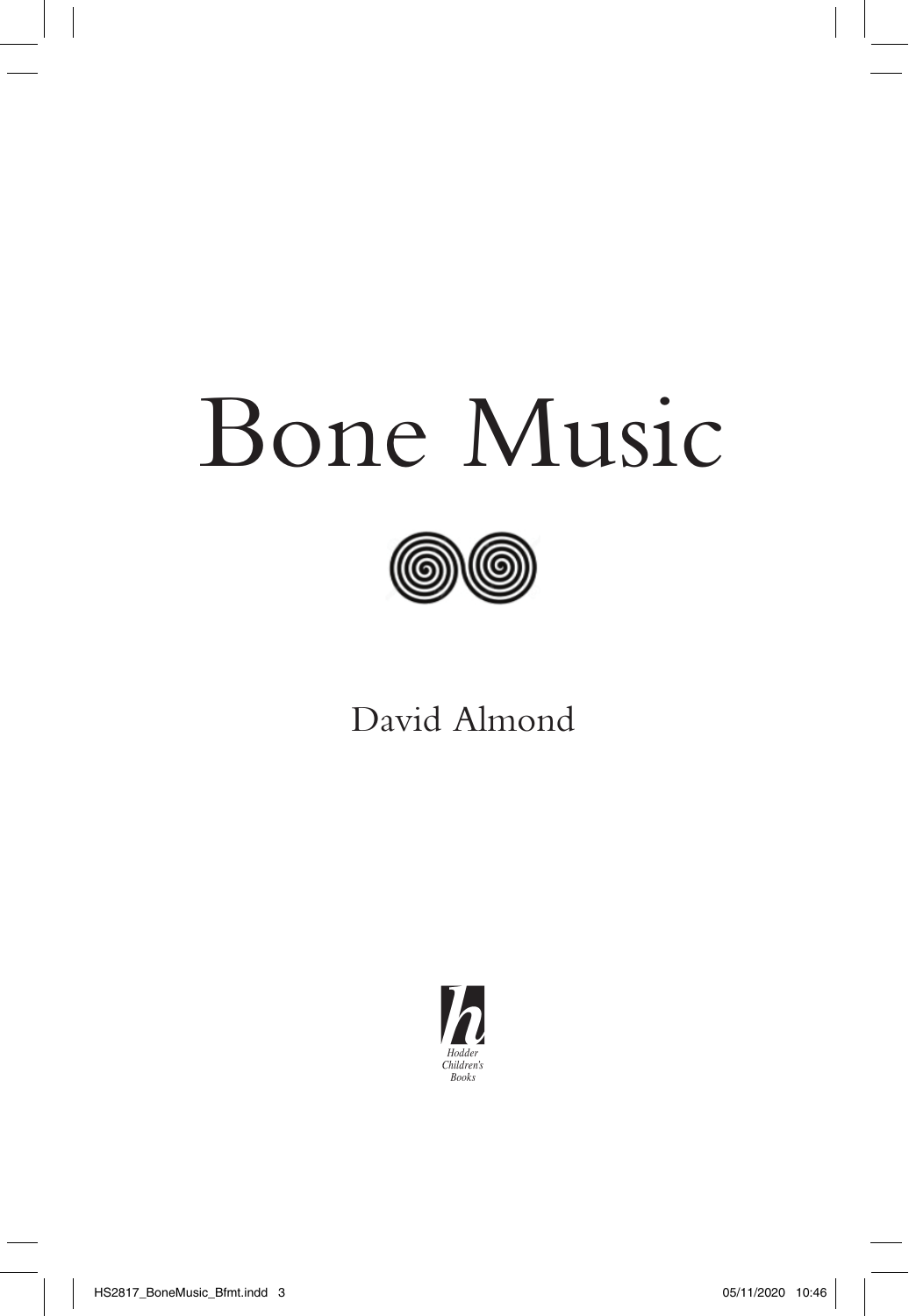# Bone Music

David Almond

Hodder Children's Books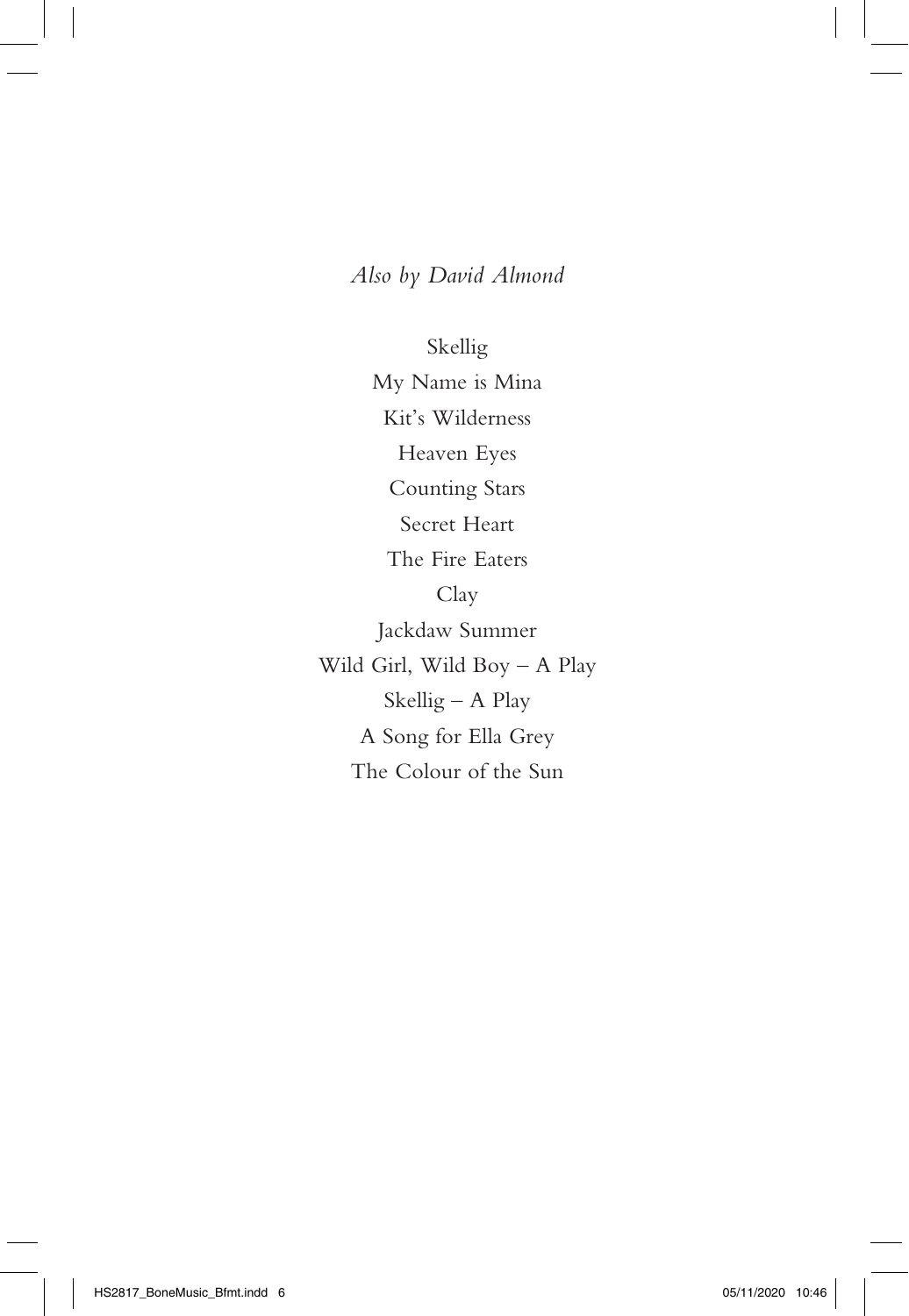*Also by David Almond*

Skellig
My Name is Mina
Kit's Wilderness
Heaven Eyes
Counting Stars
Secret Heart
The Fire Eaters
Clay
Jackdaw Summer
Wild Girl, Wild Boy – A Play
Skellig – A Play
A Song for Ella Grey
The Colour of the Sun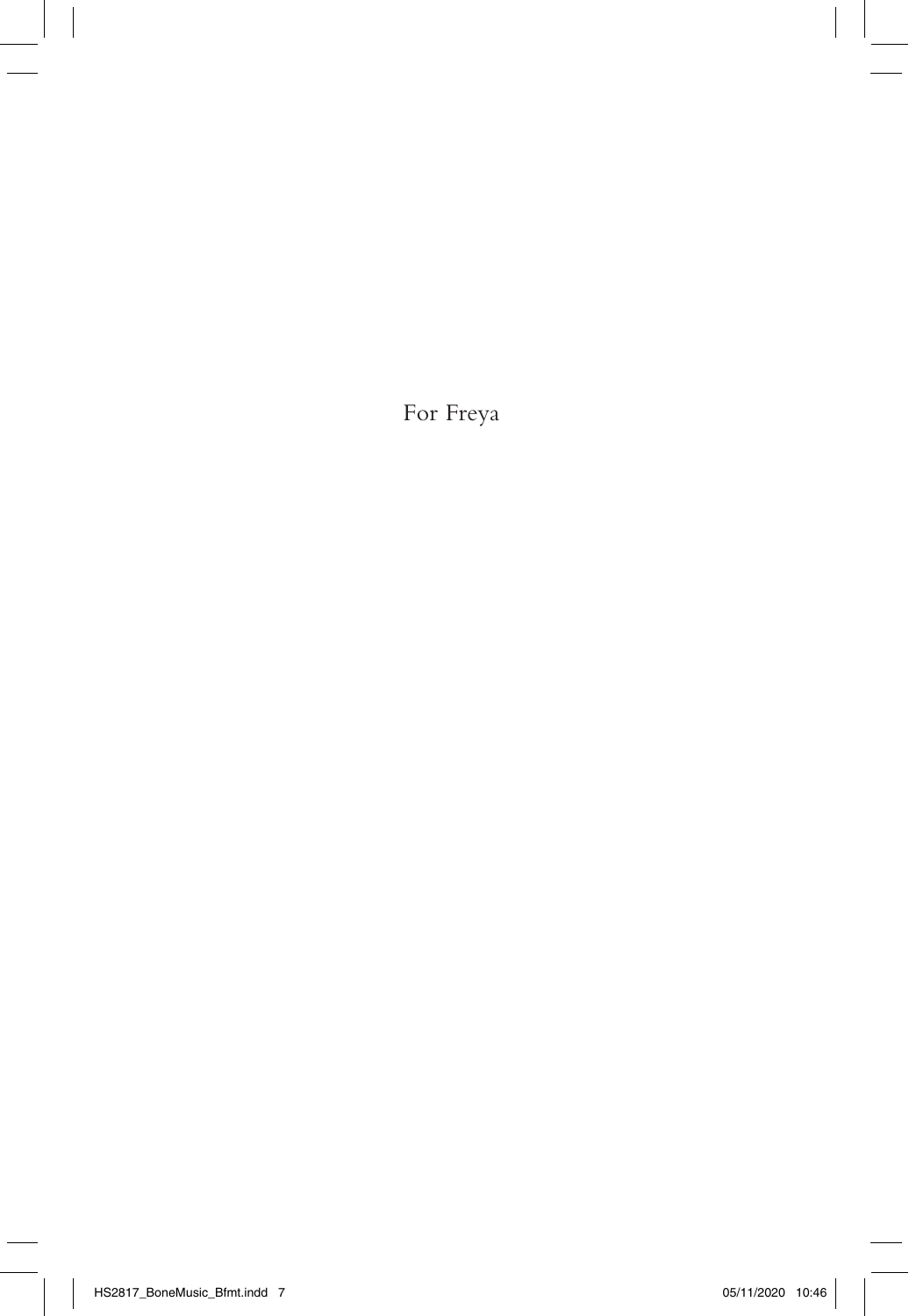For Freya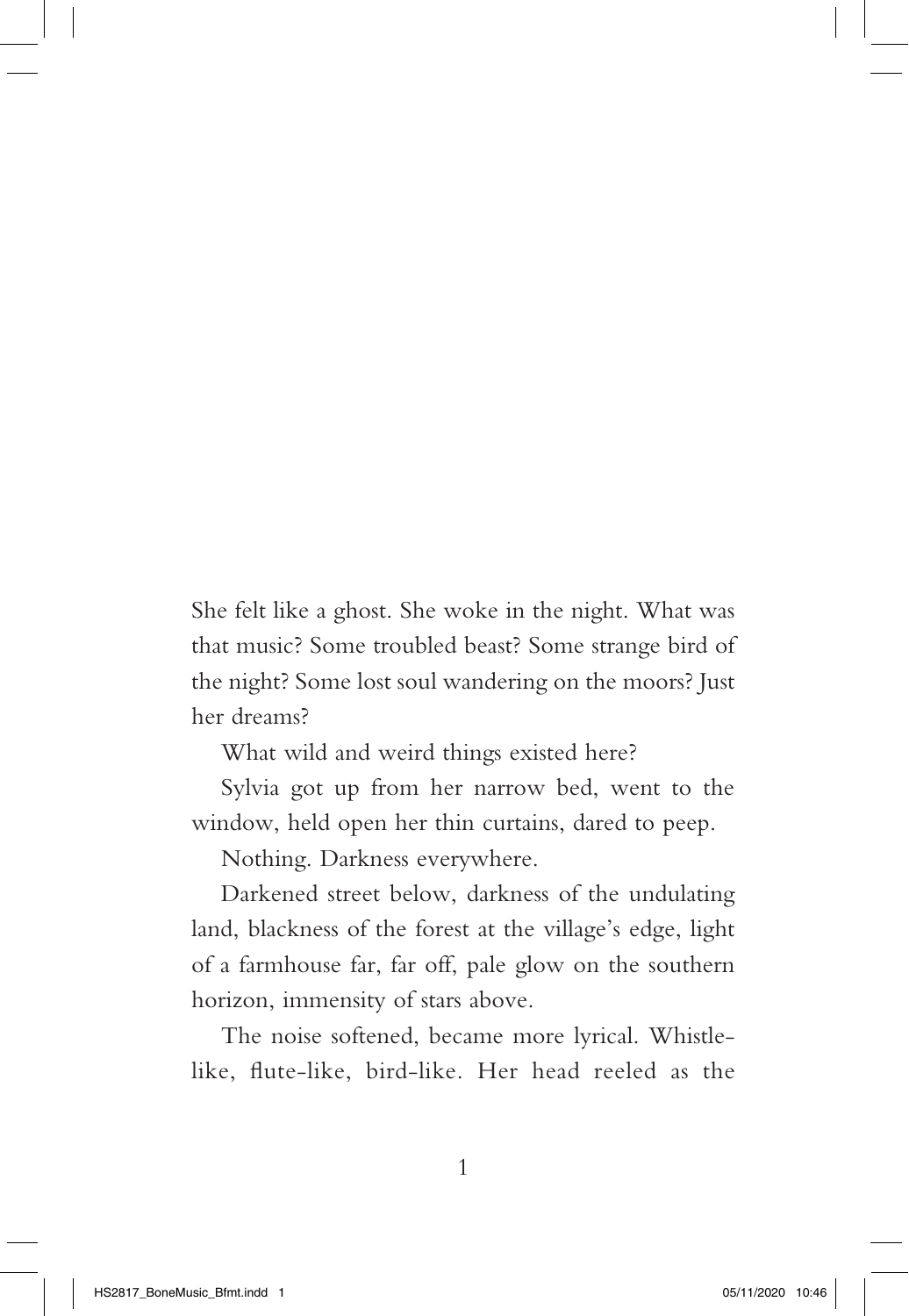She felt like a ghost. She woke in the night. What was that music? Some troubled beast? Some strange bird of the night? Some lost soul wandering on the moors? Just her dreams?

What wild and weird things existed here?

Sylvia got up from her narrow bed, went to the window, held open her thin curtains, dared to peep.

Nothing. Darkness everywhere.

Darkened street below, darkness of the undulating land, blackness of the forest at the village's edge, light of a farmhouse far, far off, pale glow on the southern horizon, immensity of stars above.

The noise softened, became more lyrical. Whistle-like, flute-like, bird-like. Her head reeled as the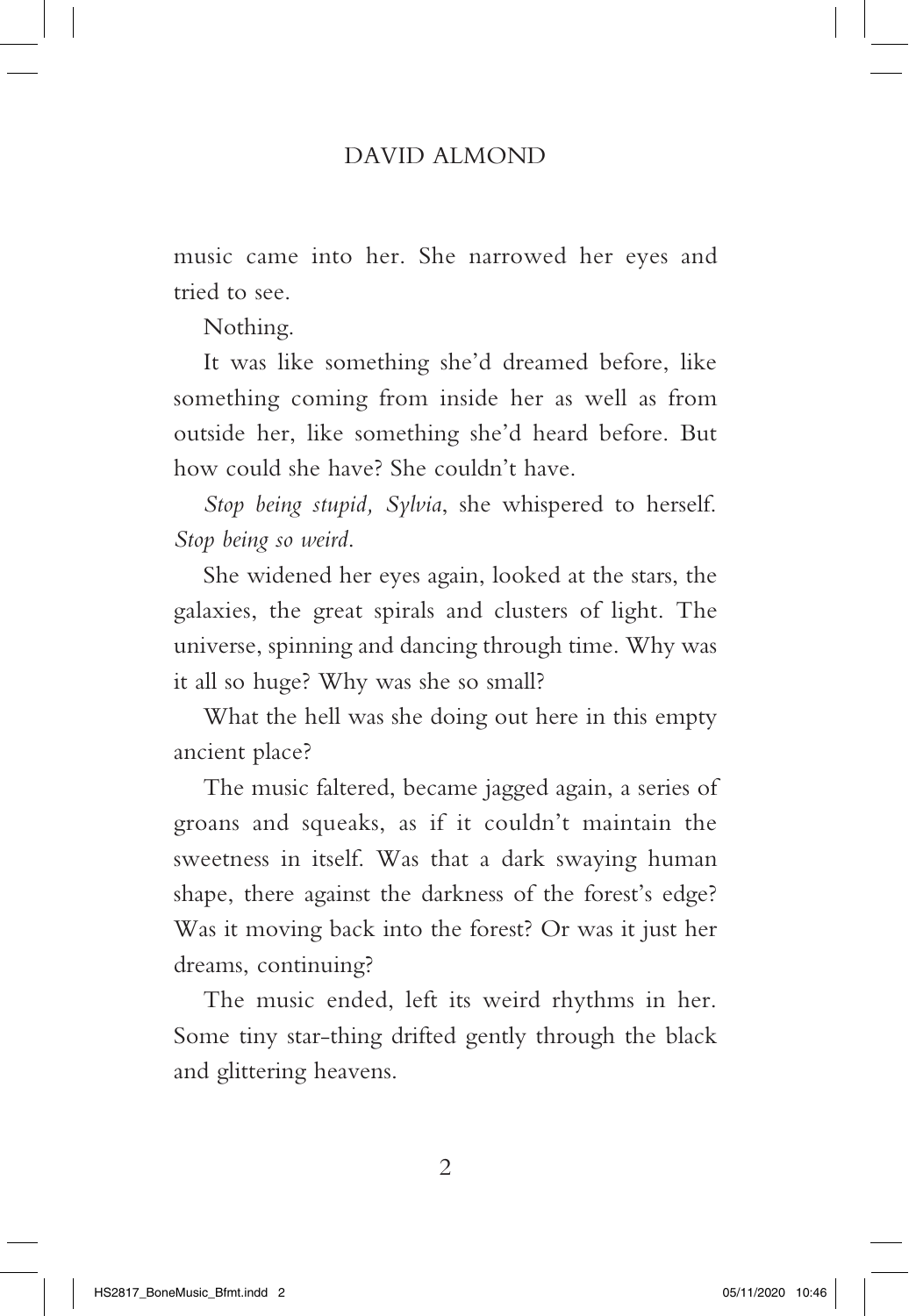music came into her. She narrowed her eyes and tried to see.

Nothing.

It was like something she'd dreamed before, like something coming from inside her as well as from outside her, like something she'd heard before. But how could she have? She couldn't have.

*Stop being stupid, Sylvia*, she whispered to herself. *Stop being so weird.*

She widened her eyes again, looked at the stars, the galaxies, the great spirals and clusters of light. The universe, spinning and dancing through time. Why was it all so huge? Why was she so small?

What the hell was she doing out here in this empty ancient place?

The music faltered, became jagged again, a series of groans and squeaks, as if it couldn't maintain the sweetness in itself. Was that a dark swaying human shape, there against the darkness of the forest's edge? Was it moving back into the forest? Or was it just her dreams, continuing?

The music ended, left its weird rhythms in her. Some tiny star-thing drifted gently through the black and glittering heavens.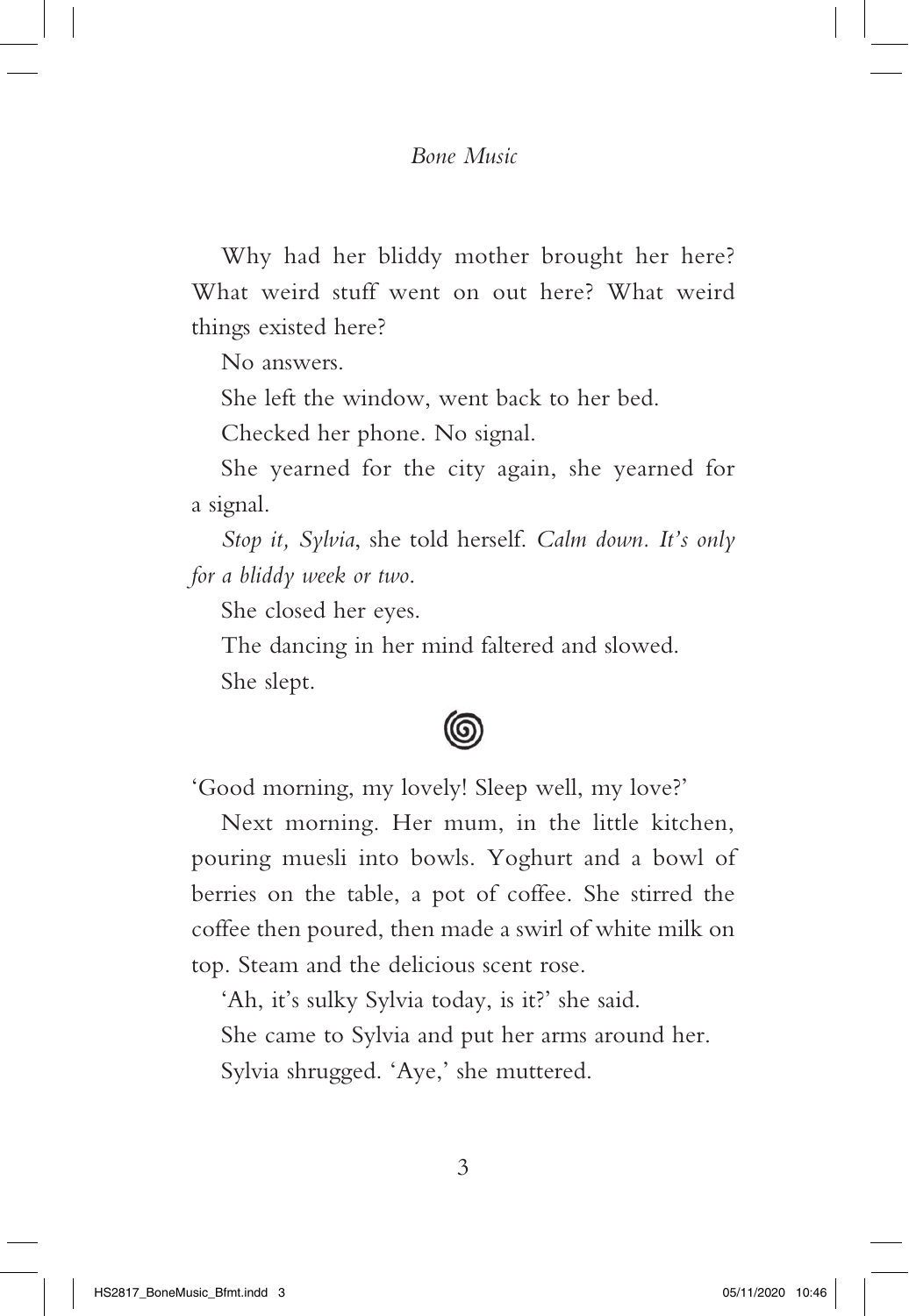Why had her bliddy mother brought her here? What weird stuff went on out here? What weird things existed here?

No answers.

She left the window, went back to her bed.

Checked her phone. No signal.

She yearned for the city again, she yearned for a signal.

*Stop it, Sylvia*, she told herself. *Calm down. It's only for a bliddy week or two.*

She closed her eyes.

The dancing in her mind faltered and slowed.

She slept.

'Good morning, my lovely! Sleep well, my love?'

Next morning. Her mum, in the little kitchen, pouring muesli into bowls. Yoghurt and a bowl of berries on the table, a pot of coffee. She stirred the coffee then poured, then made a swirl of white milk on top. Steam and the delicious scent rose.

'Ah, it's sulky Sylvia today, is it?' she said.

She came to Sylvia and put her arms around her.

Sylvia shrugged. 'Aye,' she muttered.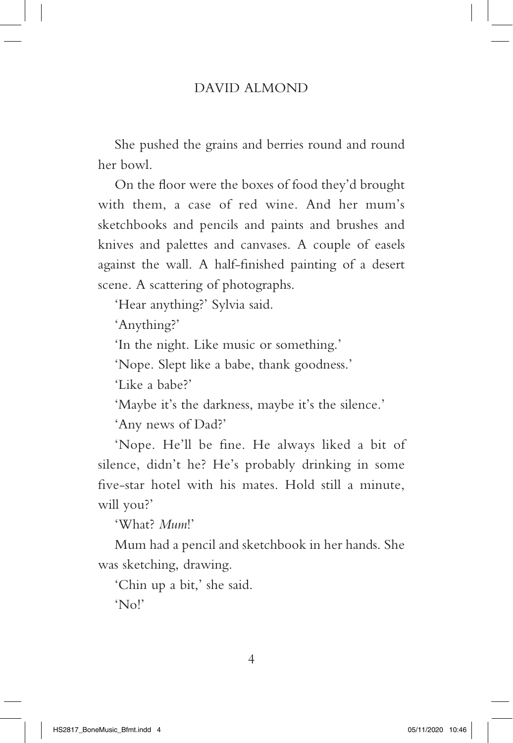She pushed the grains and berries round and round her bowl.

On the floor were the boxes of food they'd brought with them, a case of red wine. And her mum's sketchbooks and pencils and paints and brushes and knives and palettes and canvases. A couple of easels against the wall. A half-finished painting of a desert scene. A scattering of photographs.

'Hear anything?' Sylvia said.

'Anything?'

'In the night. Like music or something.'

'Nope. Slept like a babe, thank goodness.'

'Like a babe?'

'Maybe it's the darkness, maybe it's the silence.'

'Any news of Dad?'

'Nope. He'll be fine. He always liked a bit of silence, didn't he? He's probably drinking in some five-star hotel with his mates. Hold still a minute, will you?'

'What? *Mum*!'

Mum had a pencil and sketchbook in her hands. She was sketching, drawing.

'Chin up a bit,' she said.

'No!'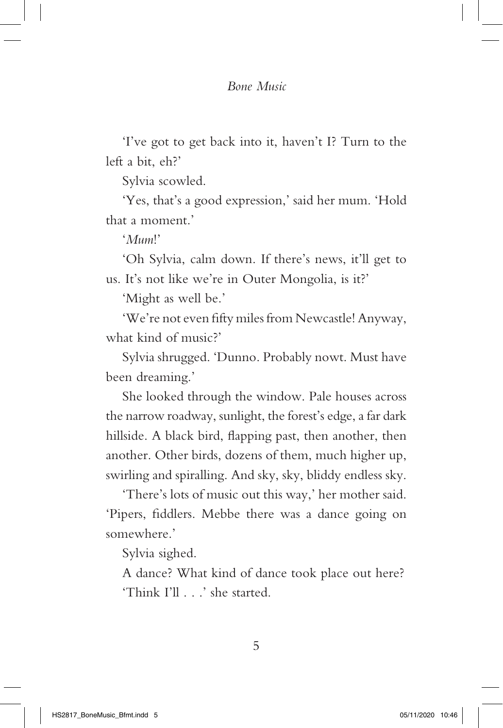'I've got to get back into it, haven't I? Turn to the left a bit, eh?'

Sylvia scowled.

'Yes, that's a good expression,' said her mum. 'Hold that a moment.'

'*Mum*!'

'Oh Sylvia, calm down. If there's news, it'll get to us. It's not like we're in Outer Mongolia, is it?'

'Might as well be.'

'We're not even fifty miles from Newcastle! Anyway, what kind of music?'

Sylvia shrugged. 'Dunno. Probably nowt. Must have been dreaming.'

She looked through the window. Pale houses across the narrow roadway, sunlight, the forest's edge, a far dark hillside. A black bird, flapping past, then another, then another. Other birds, dozens of them, much higher up, swirling and spiralling. And sky, sky, bliddy endless sky.

'There's lots of music out this way,' her mother said. 'Pipers, fiddlers. Mebbe there was a dance going on somewhere.'

Sylvia sighed.

A dance? What kind of dance took place out here?

'Think I'll . . .' she started.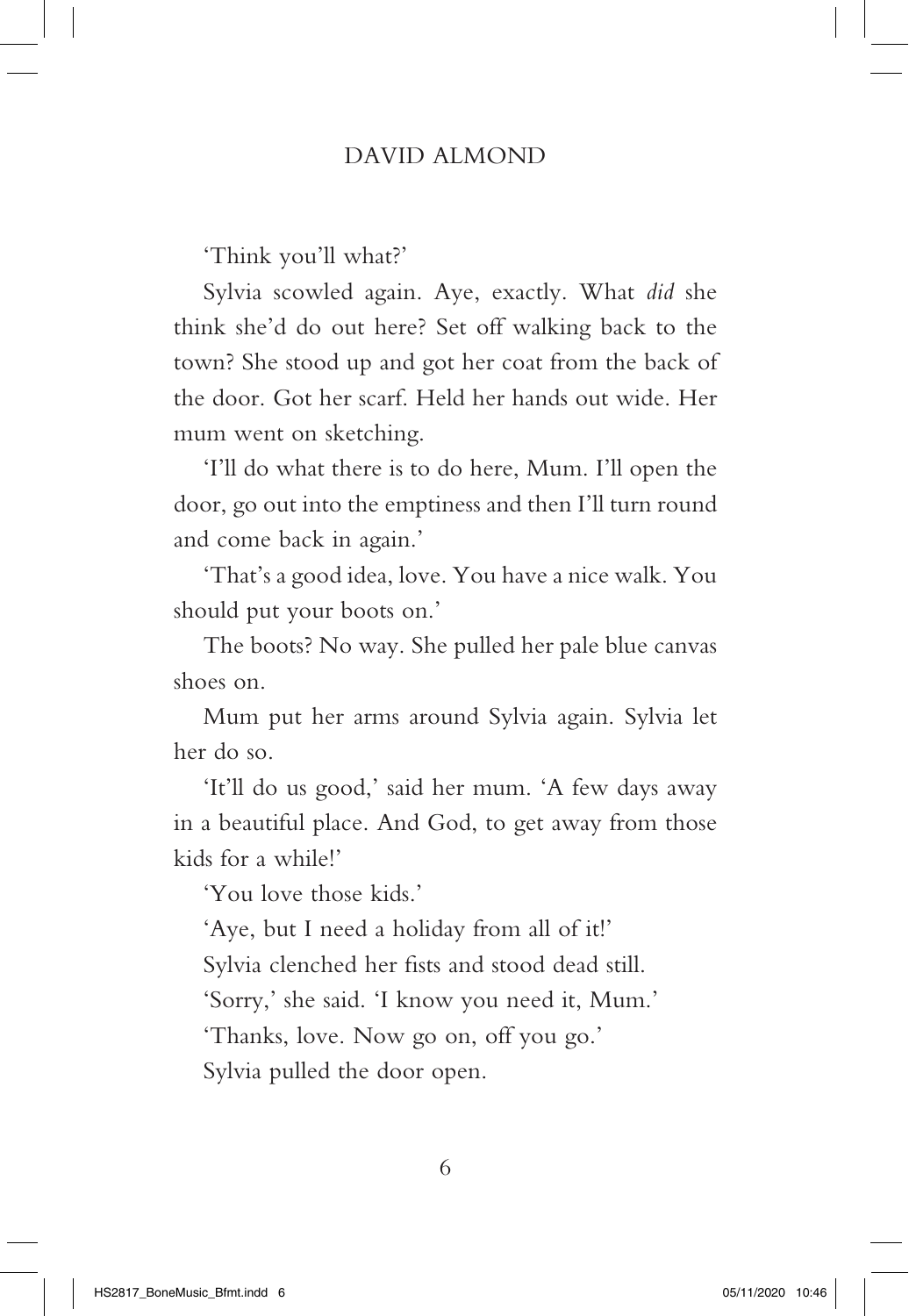'Think you'll what?'

Sylvia scowled again. Aye, exactly. What *did* she think she'd do out here? Set off walking back to the town? She stood up and got her coat from the back of the door. Got her scarf. Held her hands out wide. Her mum went on sketching.

'I'll do what there is to do here, Mum. I'll open the door, go out into the emptiness and then I'll turn round and come back in again.'

'That's a good idea, love. You have a nice walk. You should put your boots on.'

The boots? No way. She pulled her pale blue canvas shoes on.

Mum put her arms around Sylvia again. Sylvia let her do so.

'It'll do us good,' said her mum. 'A few days away in a beautiful place. And God, to get away from those kids for a while!'

'You love those kids.'

'Aye, but I need a holiday from all of it!'

Sylvia clenched her fists and stood dead still.

'Sorry,' she said. 'I know you need it, Mum.'

'Thanks, love. Now go on, off you go.'

Sylvia pulled the door open.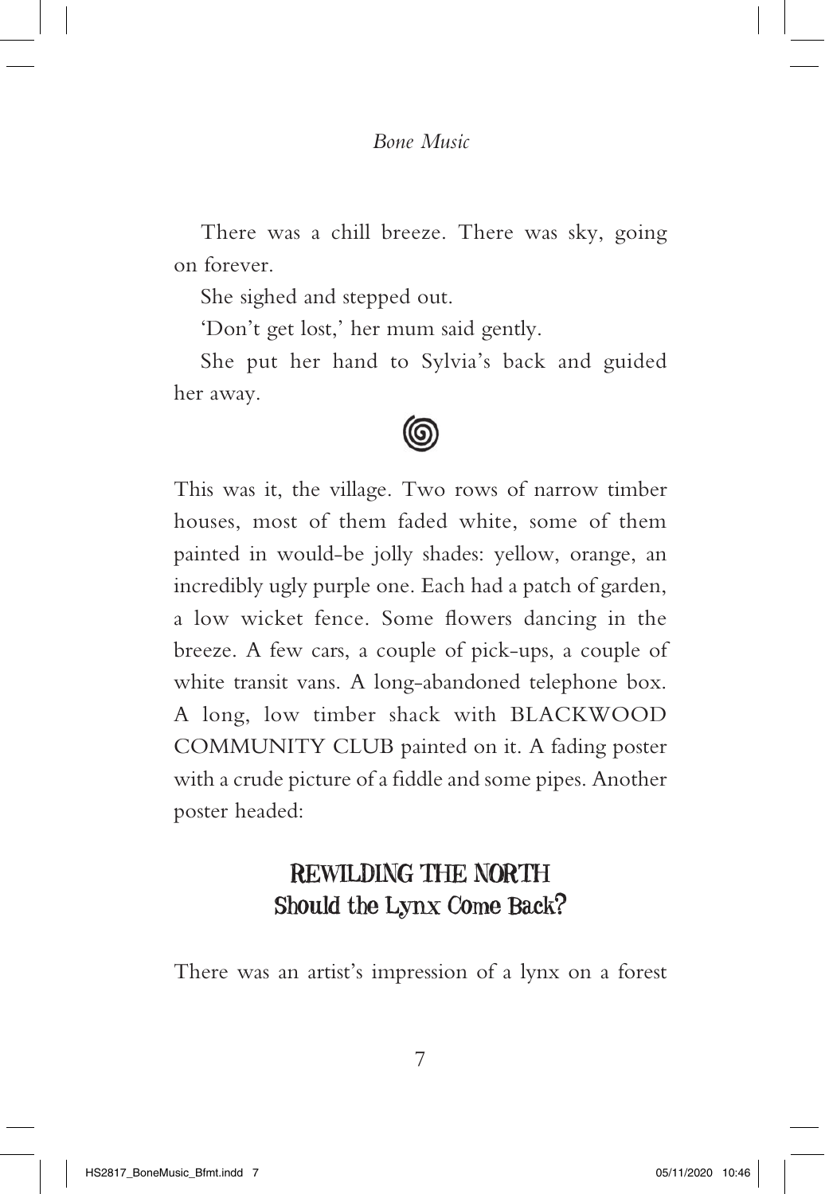There was a chill breeze. There was sky, going on forever.

She sighed and stepped out.

'Don't get lost,' her mum said gently.

She put her hand to Sylvia's back and guided her away.

This was it, the village. Two rows of narrow timber houses, most of them faded white, some of them painted in would-be jolly shades: yellow, orange, an incredibly ugly purple one. Each had a patch of garden, a low wicket fence. Some flowers dancing in the breeze. A few cars, a couple of pick-ups, a couple of white transit vans. A long-abandoned telephone box. A long, low timber shack with BLACKWOOD COMMUNITY CLUB painted on it. A fading poster with a crude picture of a fiddle and some pipes. Another poster headed:

**REWILDING THE NORTH**
**Should the Lynx Come Back?**

There was an artist's impression of a lynx on a forest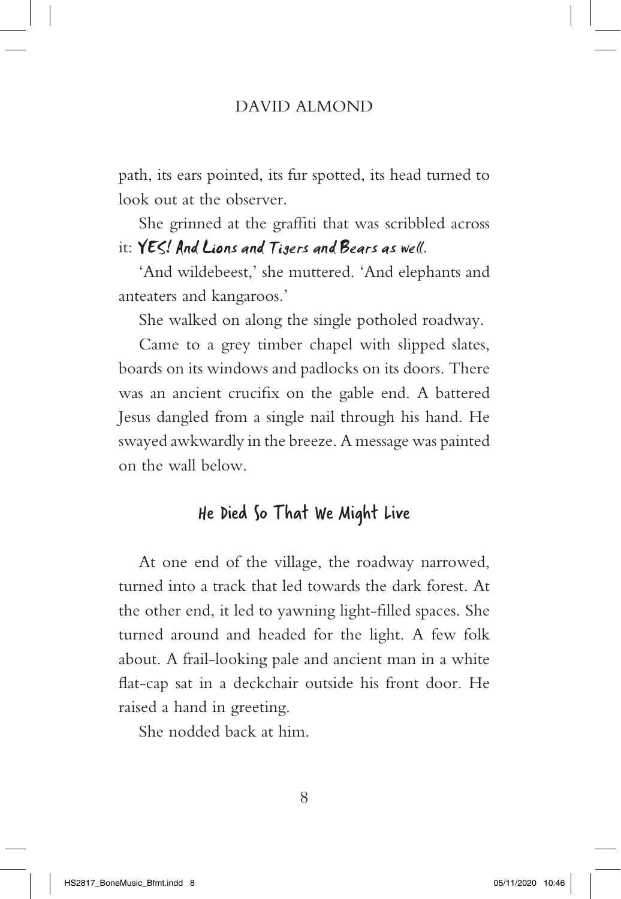path, its ears pointed, its fur spotted, its head turned to look out at the observer.

She grinned at the graffiti that was scribbled across it: **YES! And Lions and Tigers and Bears as well.**

'And wildebeest,' she muttered. 'And elephants and anteaters and kangaroos.'

She walked on along the single potholed roadway.

Came to a grey timber chapel with slipped slates, boards on its windows and padlocks on its doors. There was an ancient crucifix on the gable end. A battered Jesus dangled from a single nail through his hand. He swayed awkwardly in the breeze. A message was painted on the wall below.

**He Died So That We Might Live**

At one end of the village, the roadway narrowed, turned into a track that led towards the dark forest. At the other end, it led to yawning light-filled spaces. She turned around and headed for the light. A few folk about. A frail-looking pale and ancient man in a white flat-cap sat in a deckchair outside his front door. He raised a hand in greeting.

She nodded back at him.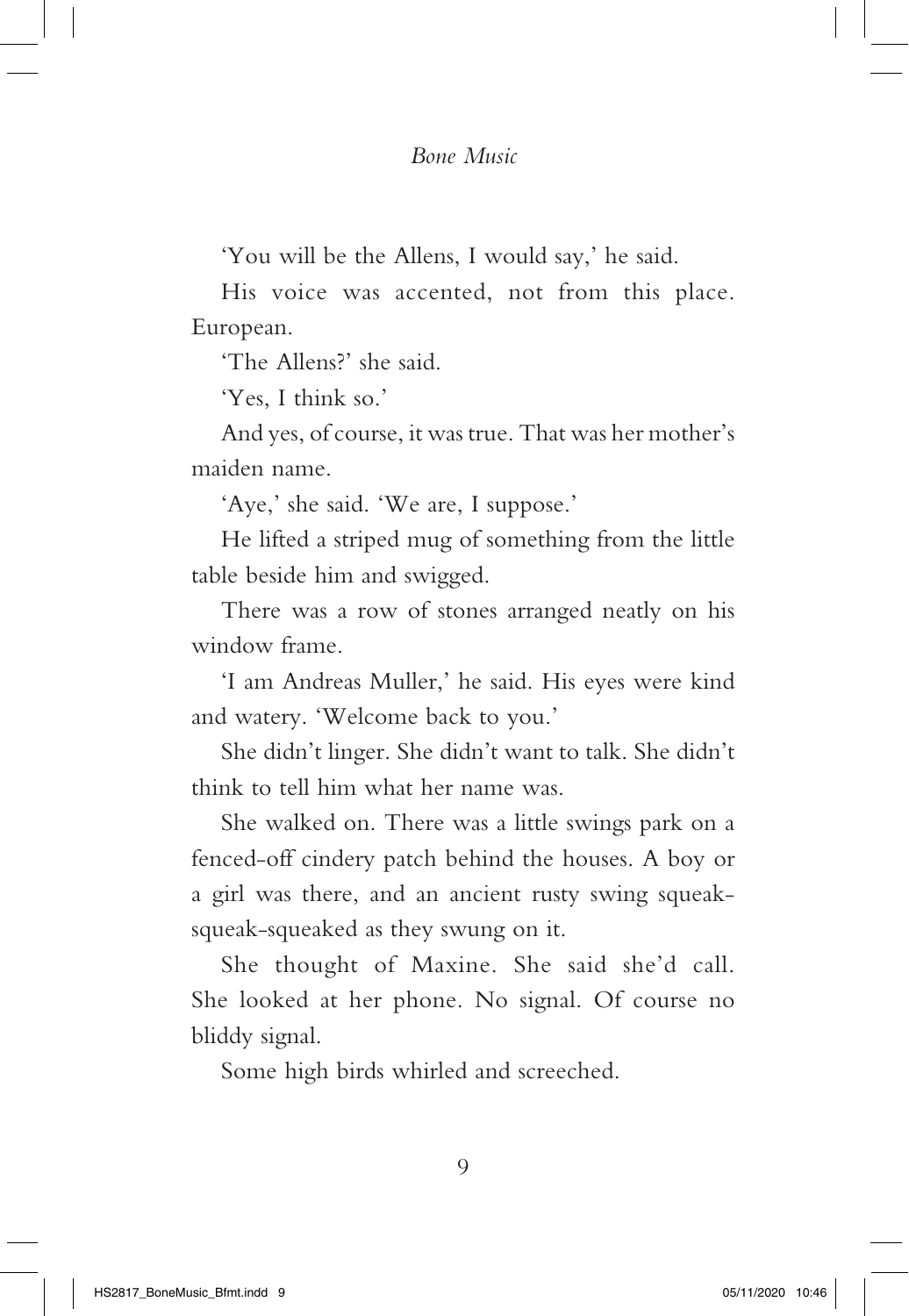'You will be the Allens, I would say,' he said.

His voice was accented, not from this place. European.

'The Allens?' she said.

'Yes, I think so.'

And yes, of course, it was true. That was her mother's maiden name.

'Aye,' she said. 'We are, I suppose.'

He lifted a striped mug of something from the little table beside him and swigged.

There was a row of stones arranged neatly on his window frame.

'I am Andreas Muller,' he said. His eyes were kind and watery. 'Welcome back to you.'

She didn't linger. She didn't want to talk. She didn't think to tell him what her name was.

She walked on. There was a little swings park on a fenced-off cindery patch behind the houses. A boy or a girl was there, and an ancient rusty swing squeak-squeak-squeaked as they swung on it.

She thought of Maxine. She said she'd call. She looked at her phone. No signal. Of course no bliddy signal.

Some high birds whirled and screeched.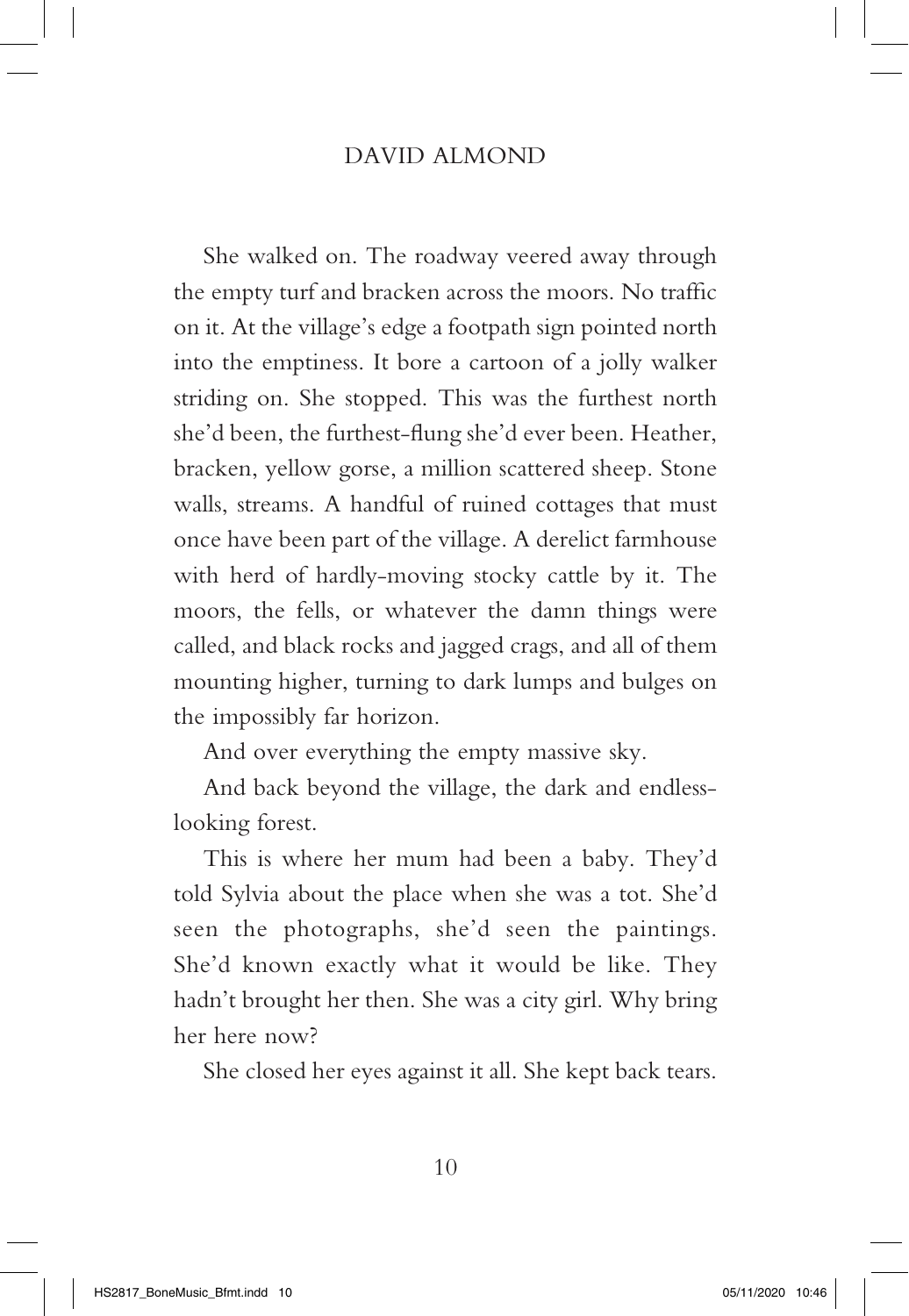She walked on. The roadway veered away through the empty turf and bracken across the moors. No traffic on it. At the village's edge a footpath sign pointed north into the emptiness. It bore a cartoon of a jolly walker striding on. She stopped. This was the furthest north she'd been, the furthest-flung she'd ever been. Heather, bracken, yellow gorse, a million scattered sheep. Stone walls, streams. A handful of ruined cottages that must once have been part of the village. A derelict farmhouse with herd of hardly-moving stocky cattle by it. The moors, the fells, or whatever the damn things were called, and black rocks and jagged crags, and all of them mounting higher, turning to dark lumps and bulges on the impossibly far horizon.

And over everything the empty massive sky.

And back beyond the village, the dark and endless-looking forest.

This is where her mum had been a baby. They'd told Sylvia about the place when she was a tot. She'd seen the photographs, she'd seen the paintings. She'd known exactly what it would be like. They hadn't brought her then. She was a city girl. Why bring her here now?

She closed her eyes against it all. She kept back tears.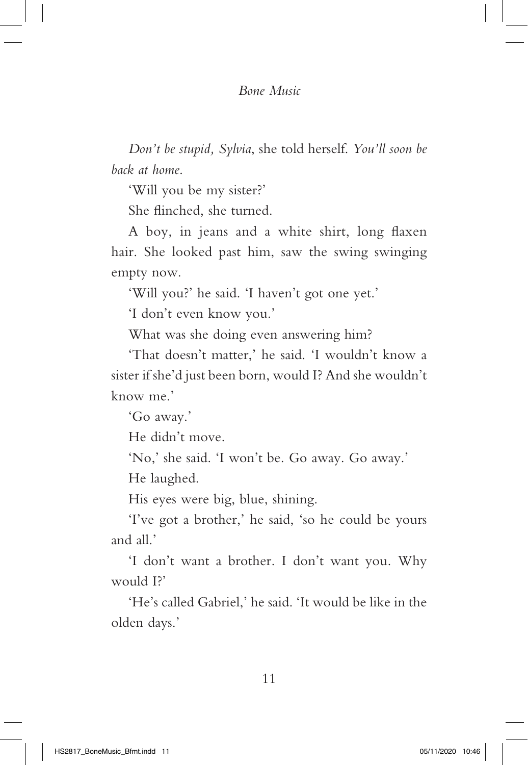*Don't be stupid, Sylvia*, she told herself. *You'll soon be back at home*.

'Will you be my sister?'

She flinched, she turned.

A boy, in jeans and a white shirt, long flaxen hair. She looked past him, saw the swing swinging empty now.

'Will you?' he said. 'I haven't got one yet.'

'I don't even know you.'

What was she doing even answering him?

'That doesn't matter,' he said. 'I wouldn't know a sister if she'd just been born, would I? And she wouldn't know me.'

'Go away.'

He didn't move.

'No,' she said. 'I won't be. Go away. Go away.'

He laughed.

His eyes were big, blue, shining.

'I've got a brother,' he said, 'so he could be yours and all.'

'I don't want a brother. I don't want you. Why would I?'

'He's called Gabriel,' he said. 'It would be like in the olden days.'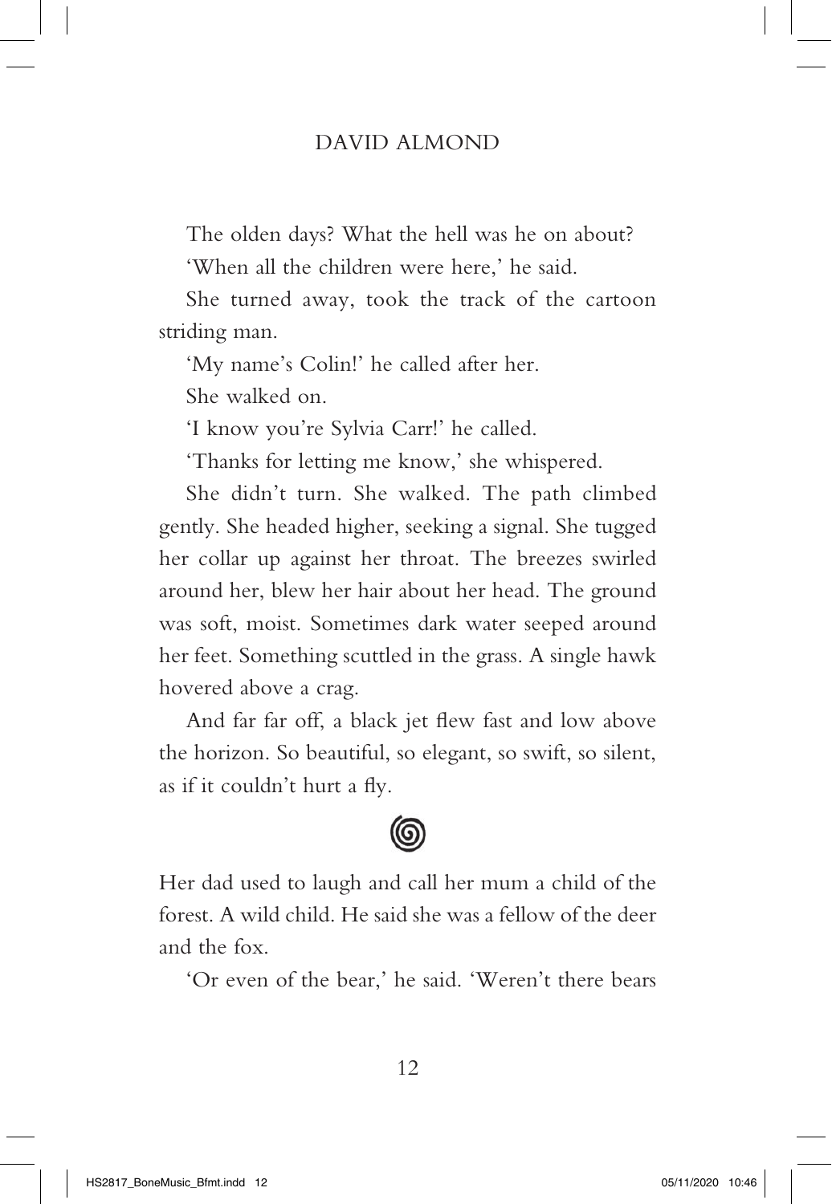The olden days? What the hell was he on about?

'When all the children were here,' he said.

She turned away, took the track of the cartoon striding man.

'My name's Colin!' he called after her.

She walked on.

'I know you're Sylvia Carr!' he called.

'Thanks for letting me know,' she whispered.

She didn't turn. She walked. The path climbed gently. She headed higher, seeking a signal. She tugged her collar up against her throat. The breezes swirled around her, blew her hair about her head. The ground was soft, moist. Sometimes dark water seeped around her feet. Something scuttled in the grass. A single hawk hovered above a crag.

And far far off, a black jet flew fast and low above the horizon. So beautiful, so elegant, so swift, so silent, as if it couldn't hurt a fly.

Her dad used to laugh and call her mum a child of the forest. A wild child. He said she was a fellow of the deer and the fox.

'Or even of the bear,' he said. 'Weren't there bears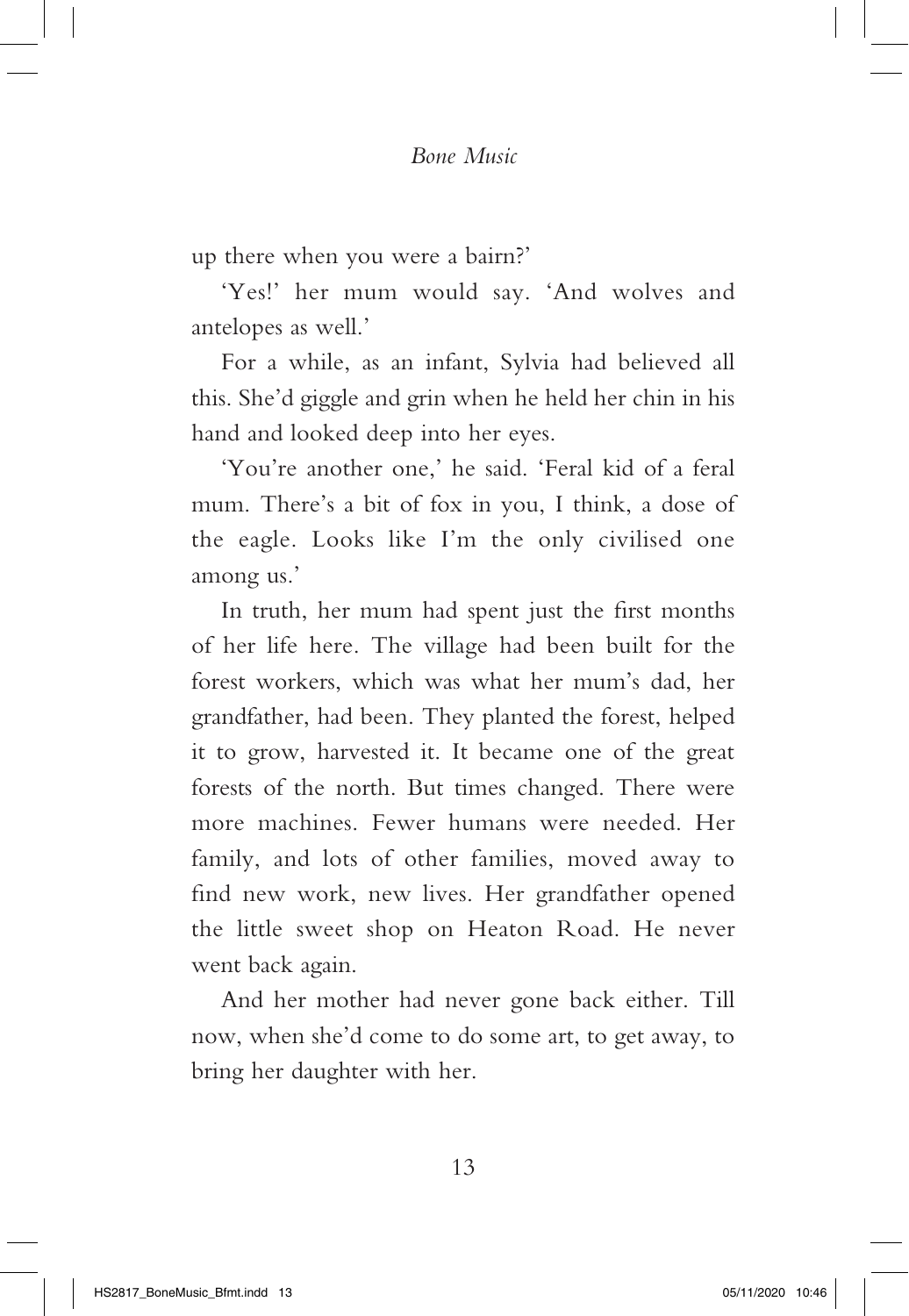up there when you were a bairn?'

'Yes!' her mum would say. 'And wolves and antelopes as well.'

For a while, as an infant, Sylvia had believed all this. She'd giggle and grin when he held her chin in his hand and looked deep into her eyes.

'You're another one,' he said. 'Feral kid of a feral mum. There's a bit of fox in you, I think, a dose of the eagle. Looks like I'm the only civilised one among us.'

In truth, her mum had spent just the first months of her life here. The village had been built for the forest workers, which was what her mum's dad, her grandfather, had been. They planted the forest, helped it to grow, harvested it. It became one of the great forests of the north. But times changed. There were more machines. Fewer humans were needed. Her family, and lots of other families, moved away to find new work, new lives. Her grandfather opened the little sweet shop on Heaton Road. He never went back again.

And her mother had never gone back either. Till now, when she'd come to do some art, to get away, to bring her daughter with her.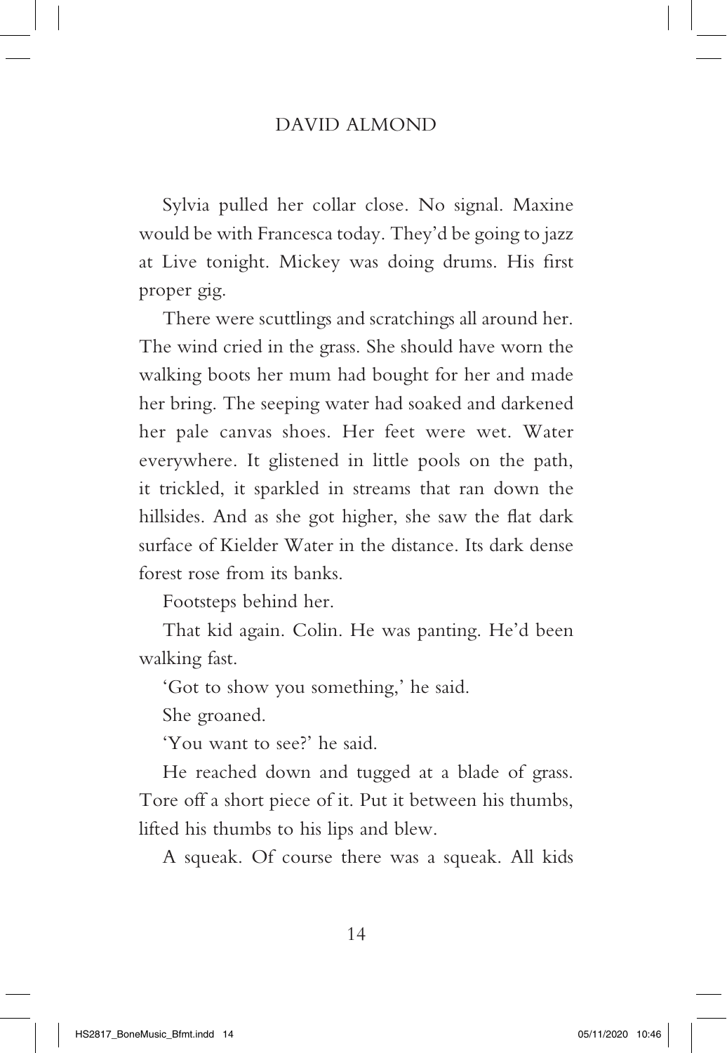Sylvia pulled her collar close. No signal. Maxine would be with Francesca today. They'd be going to jazz at Live tonight. Mickey was doing drums. His first proper gig.

There were scuttlings and scratchings all around her. The wind cried in the grass. She should have worn the walking boots her mum had bought for her and made her bring. The seeping water had soaked and darkened her pale canvas shoes. Her feet were wet. Water everywhere. It glistened in little pools on the path, it trickled, it sparkled in streams that ran down the hillsides. And as she got higher, she saw the flat dark surface of Kielder Water in the distance. Its dark dense forest rose from its banks.

Footsteps behind her.

That kid again. Colin. He was panting. He'd been walking fast.

'Got to show you something,' he said.

She groaned.

'You want to see?' he said.

He reached down and tugged at a blade of grass. Tore off a short piece of it. Put it between his thumbs, lifted his thumbs to his lips and blew.

A squeak. Of course there was a squeak. All kids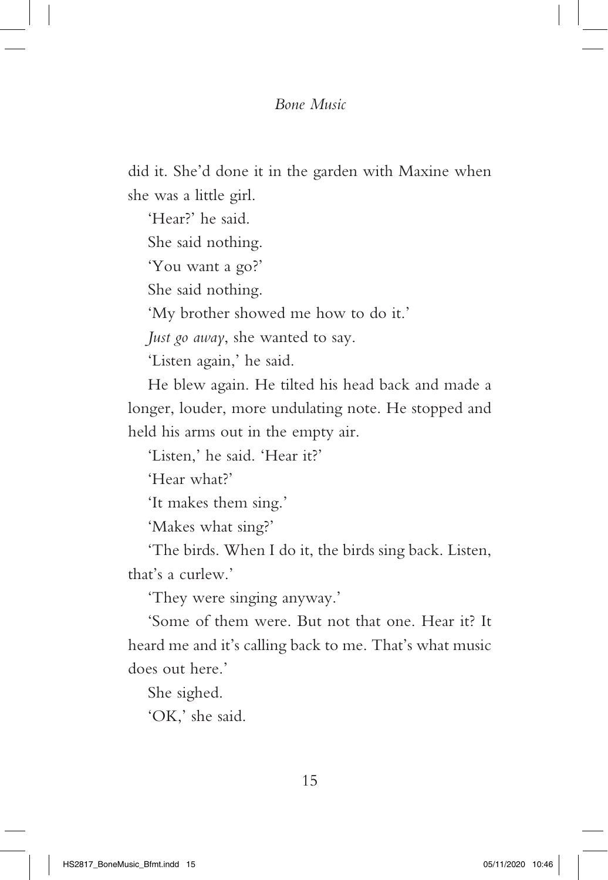did it. She'd done it in the garden with Maxine when she was a little girl.

'Hear?' he said.

She said nothing.

'You want a go?'

She said nothing.

'My brother showed me how to do it.'

*Just go away*, she wanted to say.

'Listen again,' he said.

He blew again. He tilted his head back and made a longer, louder, more undulating note. He stopped and held his arms out in the empty air.

'Listen,' he said. 'Hear it?'

'Hear what?'

'It makes them sing.'

'Makes what sing?'

'The birds. When I do it, the birds sing back. Listen, that's a curlew.'

'They were singing anyway.'

'Some of them were. But not that one. Hear it? It heard me and it's calling back to me. That's what music does out here.'

She sighed.

'OK,' she said.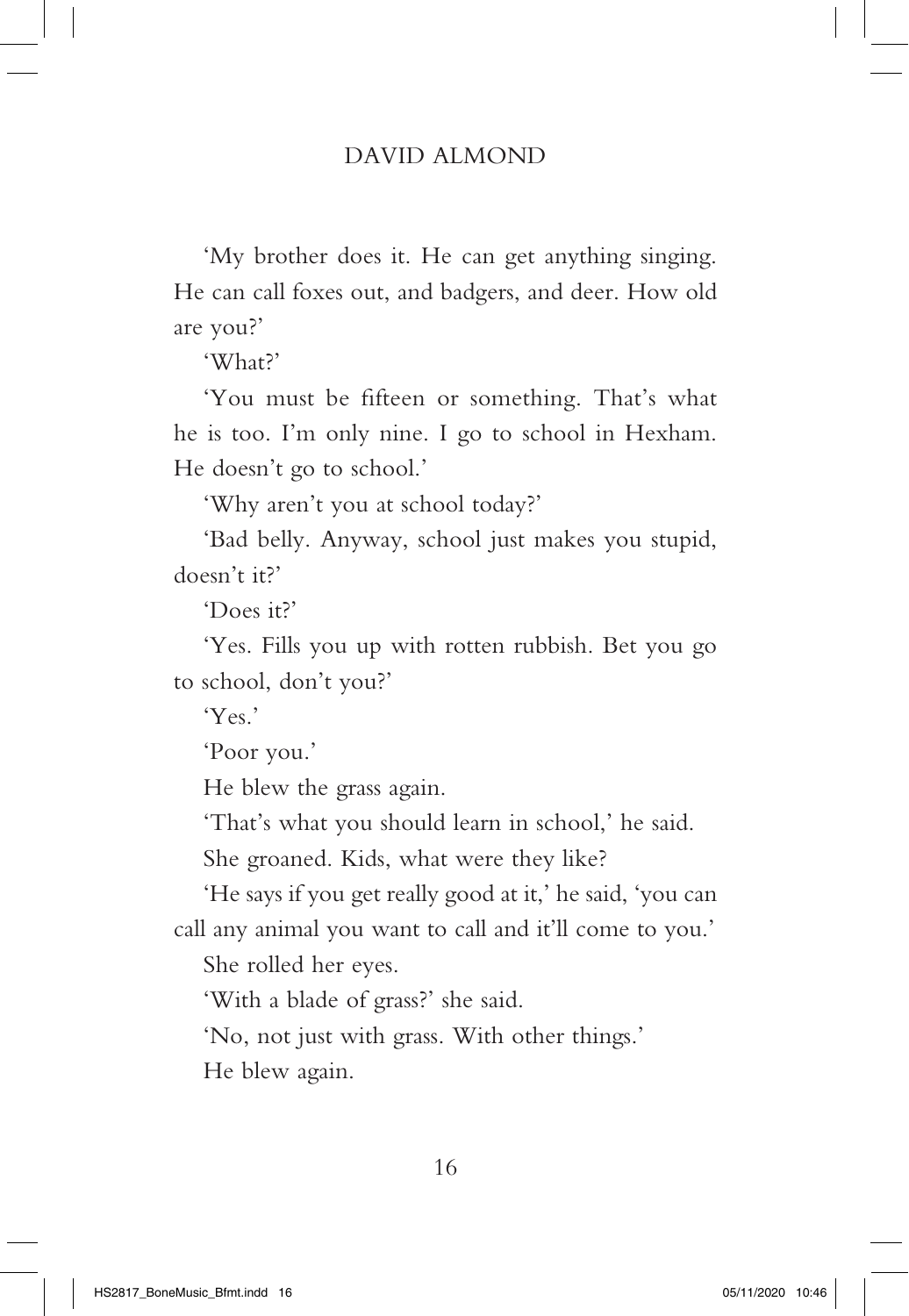'My brother does it. He can get anything singing. He can call foxes out, and badgers, and deer. How old are you?'

'What?'

'You must be fifteen or something. That's what he is too. I'm only nine. I go to school in Hexham. He doesn't go to school.'

'Why aren't you at school today?'

'Bad belly. Anyway, school just makes you stupid, doesn't it?'

'Does it?'

'Yes. Fills you up with rotten rubbish. Bet you go to school, don't you?'

'Yes.'

'Poor you.'

He blew the grass again.

'That's what you should learn in school,' he said.

She groaned. Kids, what were they like?

'He says if you get really good at it,' he said, 'you can call any animal you want to call and it'll come to you.'

She rolled her eyes.

'With a blade of grass?' she said.

'No, not just with grass. With other things.'

He blew again.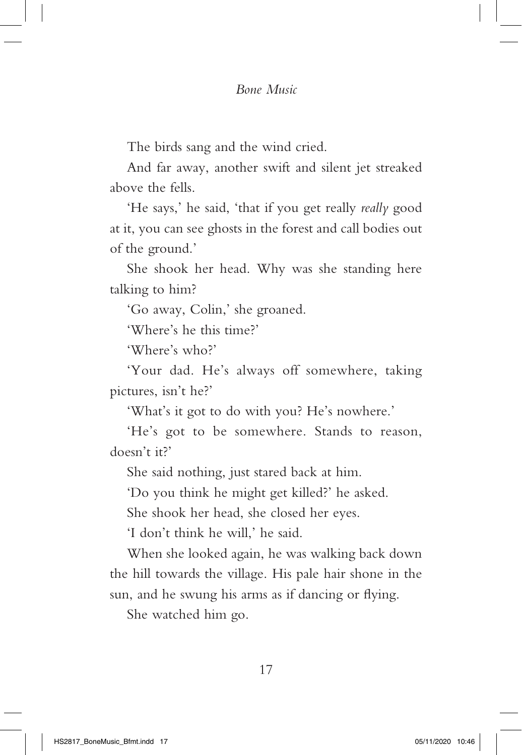The birds sang and the wind cried.

And far away, another swift and silent jet streaked above the fells.

'He says,' he said, 'that if you get really *really* good at it, you can see ghosts in the forest and call bodies out of the ground.'

She shook her head. Why was she standing here talking to him?

'Go away, Colin,' she groaned.

'Where's he this time?'

'Where's who?'

'Your dad. He's always off somewhere, taking pictures, isn't he?'

'What's it got to do with you? He's nowhere.'

'He's got to be somewhere. Stands to reason, doesn't it?'

She said nothing, just stared back at him.

'Do you think he might get killed?' he asked.

She shook her head, she closed her eyes.

'I don't think he will,' he said.

When she looked again, he was walking back down the hill towards the village. His pale hair shone in the sun, and he swung his arms as if dancing or flying.

She watched him go.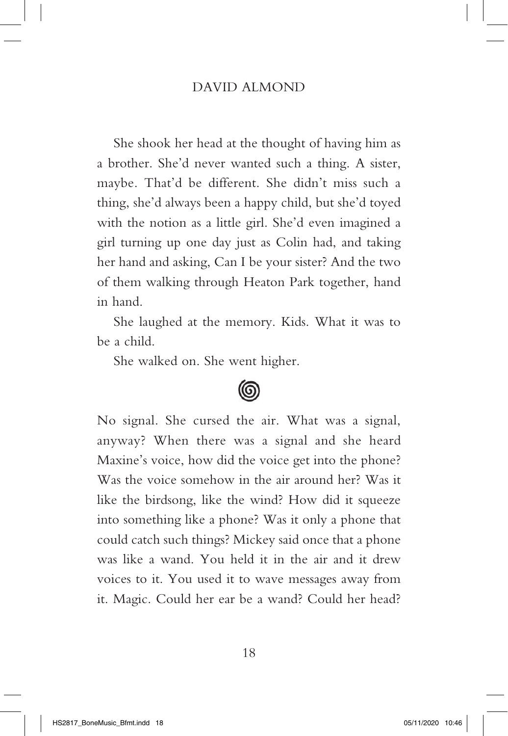She shook her head at the thought of having him as a brother. She'd never wanted such a thing. A sister, maybe. That'd be different. She didn't miss such a thing, she'd always been a happy child, but she'd toyed with the notion as a little girl. She'd even imagined a girl turning up one day just as Colin had, and taking her hand and asking, Can I be your sister? And the two of them walking through Heaton Park together, hand in hand.

She laughed at the memory. Kids. What it was to be a child.

She walked on. She went higher.

No signal. She cursed the air. What was a signal, anyway? When there was a signal and she heard Maxine's voice, how did the voice get into the phone? Was the voice somehow in the air around her? Was it like the birdsong, like the wind? How did it squeeze into something like a phone? Was it only a phone that could catch such things? Mickey said once that a phone was like a wand. You held it in the air and it drew voices to it. You used it to wave messages away from it. Magic. Could her ear be a wand? Could her head?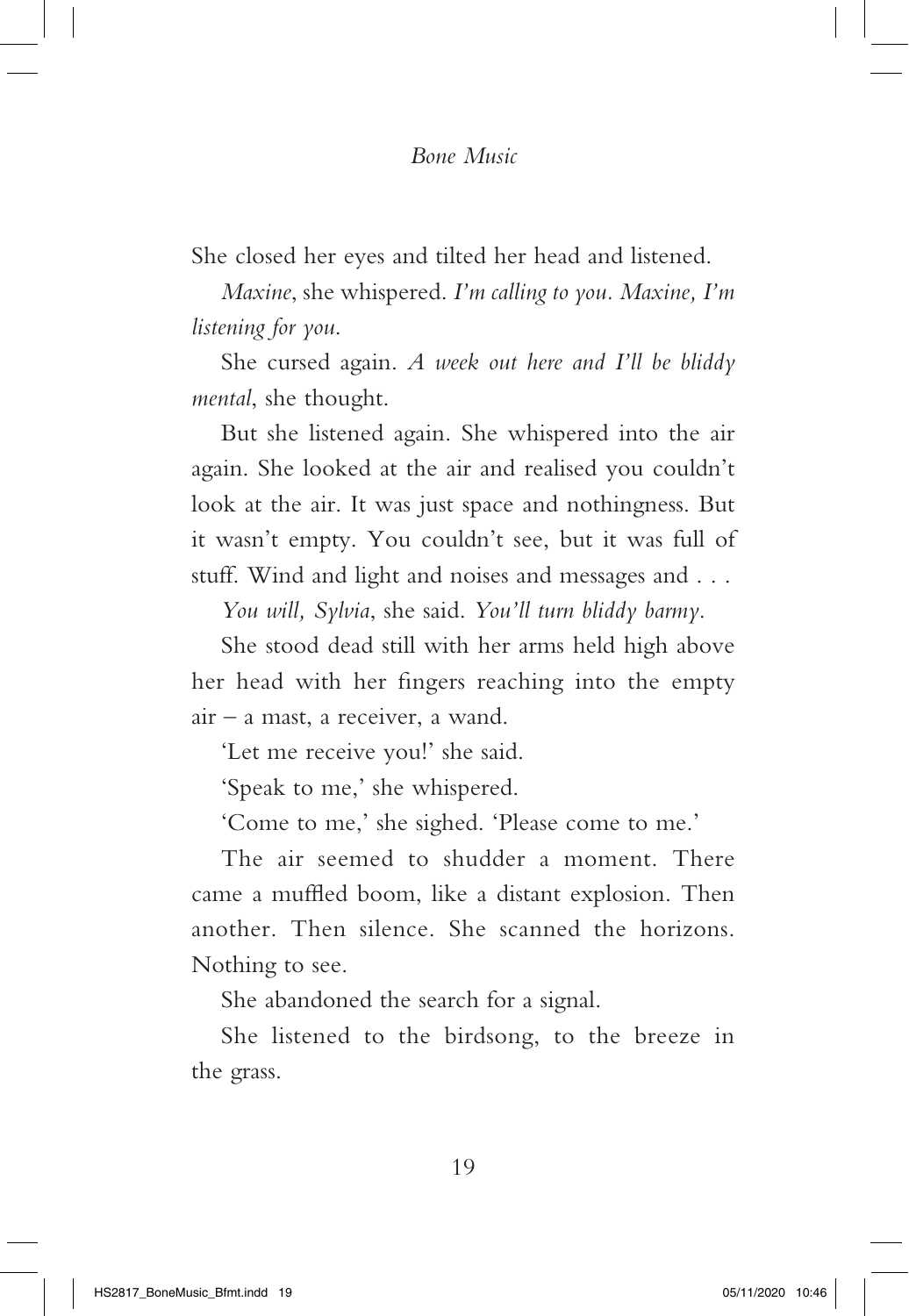She closed her eyes and tilted her head and listened.

*Maxine*, she whispered. *I'm calling to you. Maxine, I'm listening for you.*

She cursed again. *A week out here and I'll be bliddy mental*, she thought.

But she listened again. She whispered into the air again. She looked at the air and realised you couldn't look at the air. It was just space and nothingness. But it wasn't empty. You couldn't see, but it was full of stuff. Wind and light and noises and messages and . . .

*You will, Sylvia*, she said. *You'll turn bliddy barmy.*

She stood dead still with her arms held high above her head with her fingers reaching into the empty air – a mast, a receiver, a wand.

'Let me receive you!' she said.

'Speak to me,' she whispered.

'Come to me,' she sighed. 'Please come to me.'

The air seemed to shudder a moment. There came a muffled boom, like a distant explosion. Then another. Then silence. She scanned the horizons. Nothing to see.

She abandoned the search for a signal.

She listened to the birdsong, to the breeze in the grass.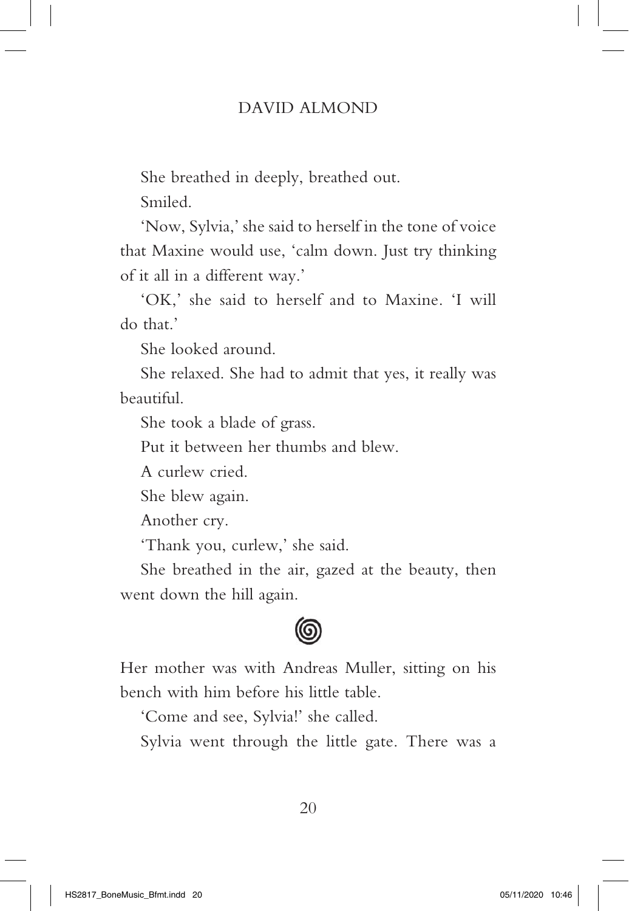She breathed in deeply, breathed out.

Smiled.

'Now, Sylvia,' she said to herself in the tone of voice that Maxine would use, 'calm down. Just try thinking of it all in a different way.'

'OK,' she said to herself and to Maxine. 'I will do that.'

She looked around.

She relaxed. She had to admit that yes, it really was beautiful.

She took a blade of grass.

Put it between her thumbs and blew.

A curlew cried.

She blew again.

Another cry.

'Thank you, curlew,' she said.

She breathed in the air, gazed at the beauty, then went down the hill again.

Her mother was with Andreas Muller, sitting on his bench with him before his little table.

'Come and see, Sylvia!' she called.

Sylvia went through the little gate. There was a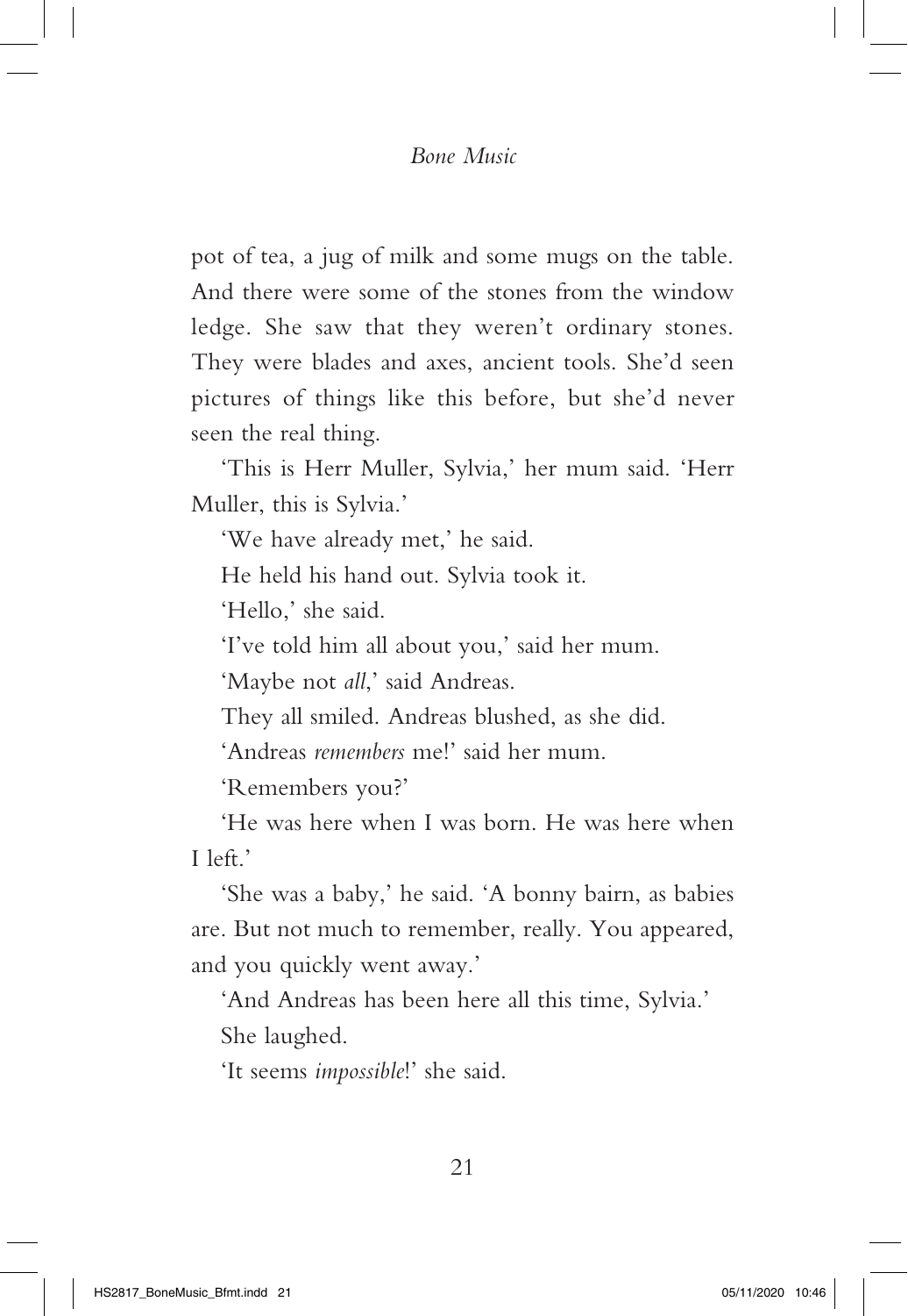pot of tea, a jug of milk and some mugs on the table. And there were some of the stones from the window ledge. She saw that they weren't ordinary stones. They were blades and axes, ancient tools. She'd seen pictures of things like this before, but she'd never seen the real thing.

'This is Herr Muller, Sylvia,' her mum said. 'Herr Muller, this is Sylvia.'

'We have already met,' he said.

He held his hand out. Sylvia took it.

'Hello,' she said.

'I've told him all about you,' said her mum.

'Maybe not *all*,' said Andreas.

They all smiled. Andreas blushed, as she did.

'Andreas *remembers* me!' said her mum.

'Remembers you?'

'He was here when I was born. He was here when I left.'

'She was a baby,' he said. 'A bonny bairn, as babies are. But not much to remember, really. You appeared, and you quickly went away.'

'And Andreas has been here all this time, Sylvia.'

She laughed.

'It seems *impossible*!' she said.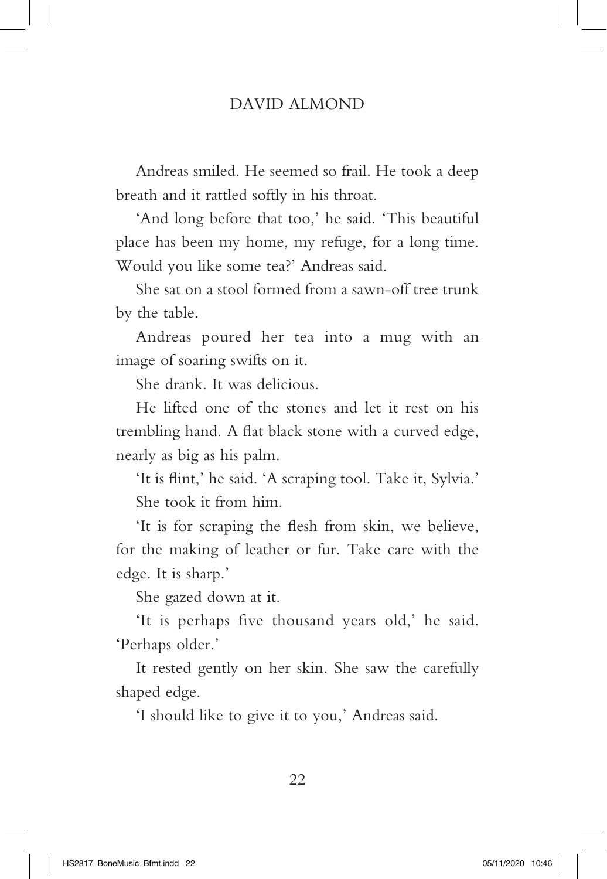Andreas smiled. He seemed so frail. He took a deep breath and it rattled softly in his throat.

'And long before that too,' he said. 'This beautiful place has been my home, my refuge, for a long time. Would you like some tea?' Andreas said.

She sat on a stool formed from a sawn-off tree trunk by the table.

Andreas poured her tea into a mug with an image of soaring swifts on it.

She drank. It was delicious.

He lifted one of the stones and let it rest on his trembling hand. A flat black stone with a curved edge, nearly as big as his palm.

'It is flint,' he said. 'A scraping tool. Take it, Sylvia.'

She took it from him.

'It is for scraping the flesh from skin, we believe, for the making of leather or fur. Take care with the edge. It is sharp.'

She gazed down at it.

'It is perhaps five thousand years old,' he said. 'Perhaps older.'

It rested gently on her skin. She saw the carefully shaped edge.

'I should like to give it to you,' Andreas said.